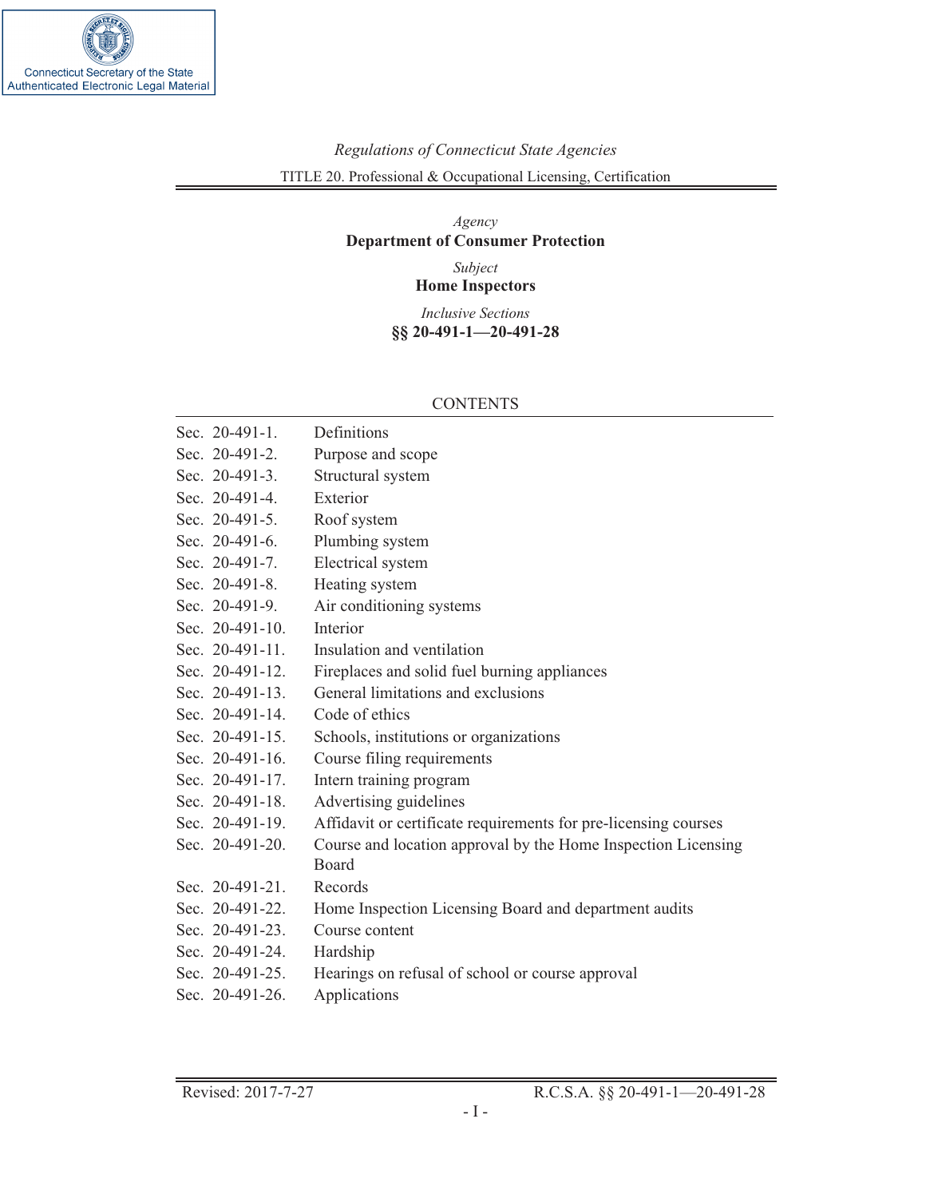Connecticut Secretary of the State
Authenticated Electronic Legal Material

*Regulations of Connecticut State Agencies*

TITLE 20. Professional & Occupational Licensing, Certification

*Agency*

**Department of Consumer Protection**

*Subject*

**Home Inspectors**

*Inclusive Sections*

**§§ 20-491-1—20-491-28**

## CONTENTS

| | |
|---|---|
| Sec. 20-491-1. | Definitions |
| Sec. 20-491-2. | Purpose and scope |
| Sec. 20-491-3. | Structural system |
| Sec. 20-491-4. | Exterior |
| Sec. 20-491-5. | Roof system |
| Sec. 20-491-6. | Plumbing system |
| Sec. 20-491-7. | Electrical system |
| Sec. 20-491-8. | Heating system |
| Sec. 20-491-9. | Air conditioning systems |
| Sec. 20-491-10. | Interior |
| Sec. 20-491-11. | Insulation and ventilation |
| Sec. 20-491-12. | Fireplaces and solid fuel burning appliances |
| Sec. 20-491-13. | General limitations and exclusions |
| Sec. 20-491-14. | Code of ethics |
| Sec. 20-491-15. | Schools, institutions or organizations |
| Sec. 20-491-16. | Course filing requirements |
| Sec. 20-491-17. | Intern training program |
| Sec. 20-491-18. | Advertising guidelines |
| Sec. 20-491-19. | Affidavit or certificate requirements for pre-licensing courses |
| Sec. 20-491-20. | Course and location approval by the Home Inspection Licensing Board |
| Sec. 20-491-21. | Records |
| Sec. 20-491-22. | Home Inspection Licensing Board and department audits |
| Sec. 20-491-23. | Course content |
| Sec. 20-491-24. | Hardship |
| Sec. 20-491-25. | Hearings on refusal of school or course approval |
| Sec. 20-491-26. | Applications |

Revised: 2017-7-27 R.C.S.A. §§ 20-491-1—20-491-28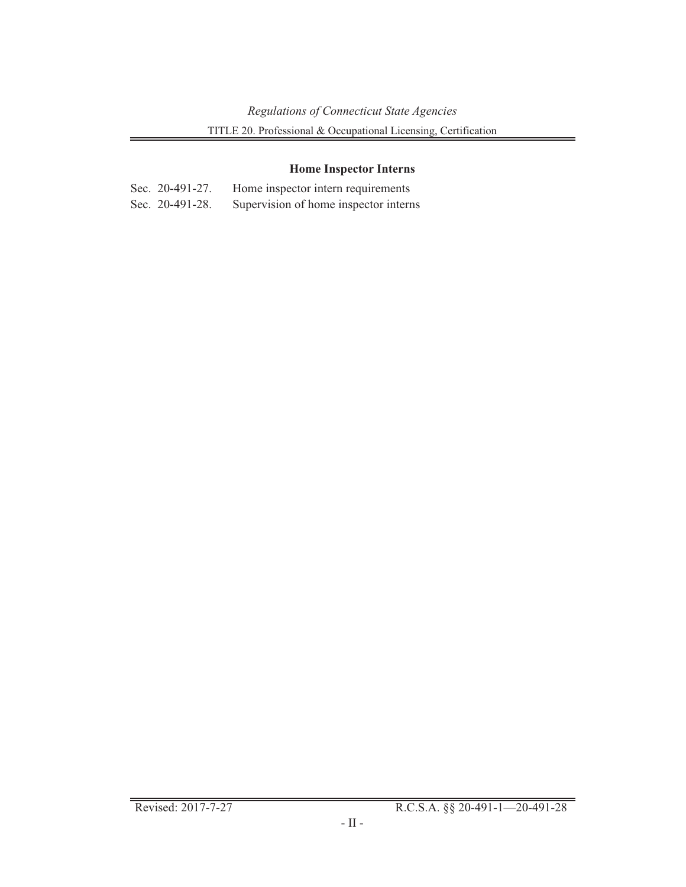### Home Inspector Interns

Sec. 20-491-27. Home inspector intern requirements

Sec. 20-491-28. Supervision of home inspector interns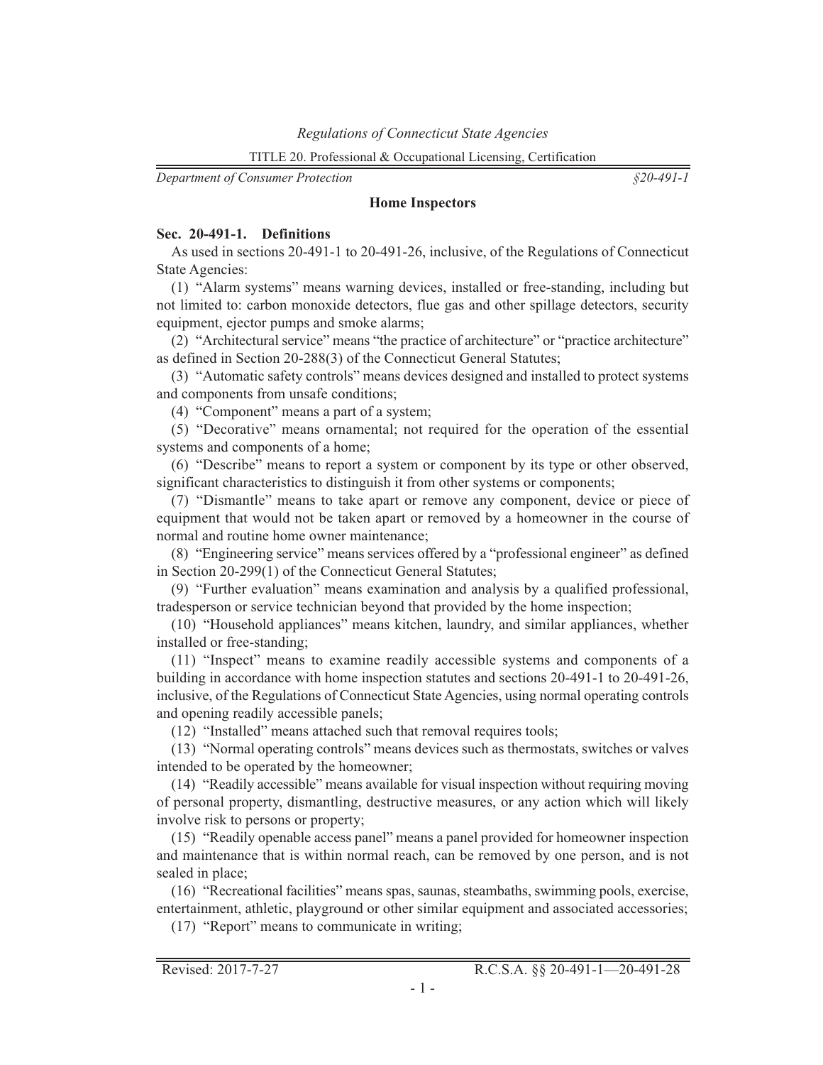## Home Inspectors

### Sec. 20-491-1. Definitions

As used in sections 20-491-1 to 20-491-26, inclusive, of the Regulations of Connecticut State Agencies:

(1) "Alarm systems" means warning devices, installed or free-standing, including but not limited to: carbon monoxide detectors, flue gas and other spillage detectors, security equipment, ejector pumps and smoke alarms;

(2) "Architectural service" means "the practice of architecture" or "practice architecture" as defined in Section 20-288(3) of the Connecticut General Statutes;

(3) "Automatic safety controls" means devices designed and installed to protect systems and components from unsafe conditions;

(4) "Component" means a part of a system;

(5) "Decorative" means ornamental; not required for the operation of the essential systems and components of a home;

(6) "Describe" means to report a system or component by its type or other observed, significant characteristics to distinguish it from other systems or components;

(7) "Dismantle" means to take apart or remove any component, device or piece of equipment that would not be taken apart or removed by a homeowner in the course of normal and routine home owner maintenance;

(8) "Engineering service" means services offered by a "professional engineer" as defined in Section 20-299(1) of the Connecticut General Statutes;

(9) "Further evaluation" means examination and analysis by a qualified professional, tradesperson or service technician beyond that provided by the home inspection;

(10) "Household appliances" means kitchen, laundry, and similar appliances, whether installed or free-standing;

(11) "Inspect" means to examine readily accessible systems and components of a building in accordance with home inspection statutes and sections 20-491-1 to 20-491-26, inclusive, of the Regulations of Connecticut State Agencies, using normal operating controls and opening readily accessible panels;

(12) "Installed" means attached such that removal requires tools;

(13) "Normal operating controls" means devices such as thermostats, switches or valves intended to be operated by the homeowner;

(14) "Readily accessible" means available for visual inspection without requiring moving of personal property, dismantling, destructive measures, or any action which will likely involve risk to persons or property;

(15) "Readily openable access panel" means a panel provided for homeowner inspection and maintenance that is within normal reach, can be removed by one person, and is not sealed in place;

(16) "Recreational facilities" means spas, saunas, steambaths, swimming pools, exercise, entertainment, athletic, playground or other similar equipment and associated accessories;

(17) "Report" means to communicate in writing;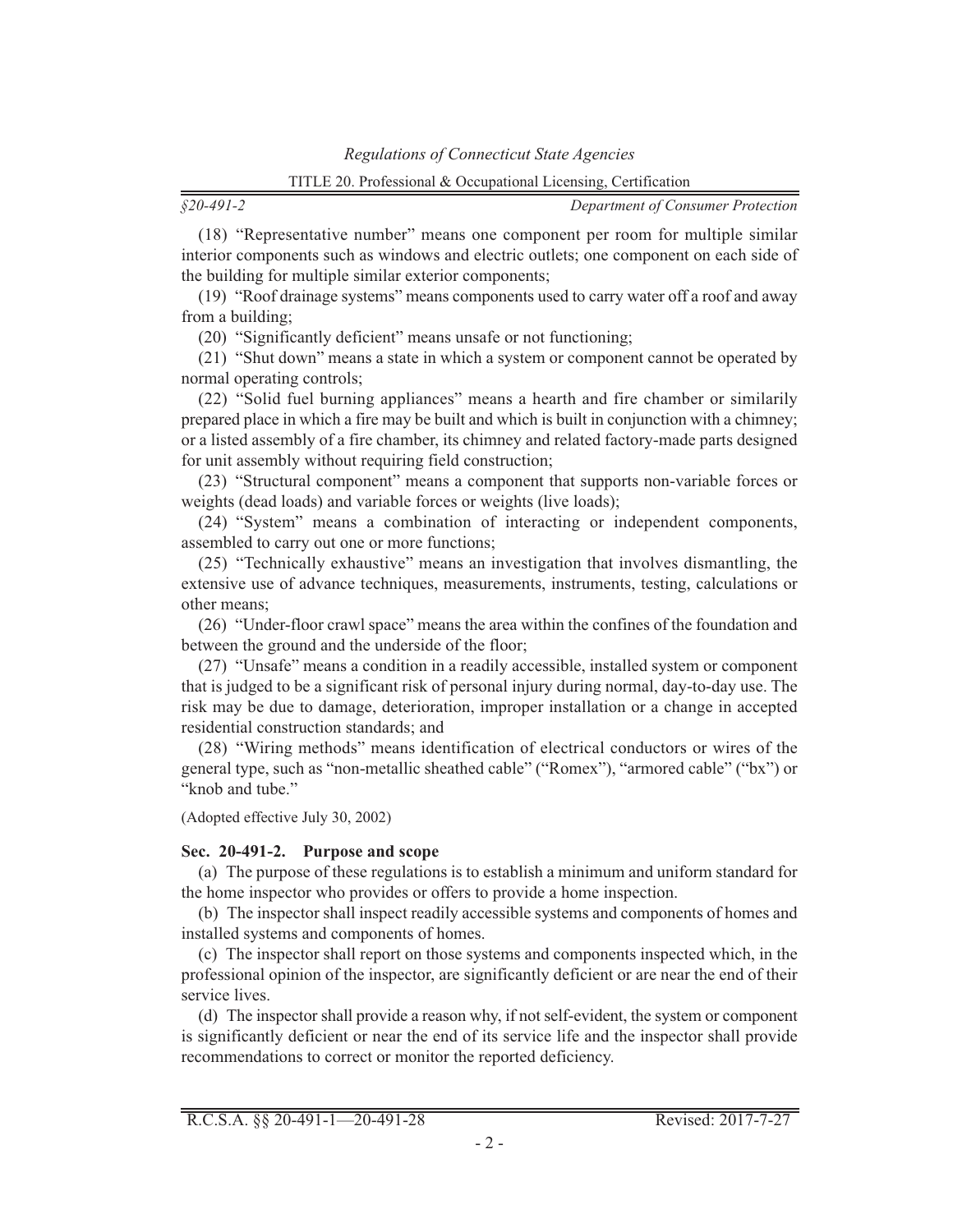(18) "Representative number" means one component per room for multiple similar interior components such as windows and electric outlets; one component on each side of the building for multiple similar exterior components;

(19) "Roof drainage systems" means components used to carry water off a roof and away from a building;

(20) "Significantly deficient" means unsafe or not functioning;

(21) "Shut down" means a state in which a system or component cannot be operated by normal operating controls;

(22) "Solid fuel burning appliances" means a hearth and fire chamber or similarily prepared place in which a fire may be built and which is built in conjunction with a chimney; or a listed assembly of a fire chamber, its chimney and related factory-made parts designed for unit assembly without requiring field construction;

(23) "Structural component" means a component that supports non-variable forces or weights (dead loads) and variable forces or weights (live loads);

(24) "System" means a combination of interacting or independent components, assembled to carry out one or more functions;

(25) "Technically exhaustive" means an investigation that involves dismantling, the extensive use of advance techniques, measurements, instruments, testing, calculations or other means;

(26) "Under-floor crawl space" means the area within the confines of the foundation and between the ground and the underside of the floor;

(27) "Unsafe" means a condition in a readily accessible, installed system or component that is judged to be a significant risk of personal injury during normal, day-to-day use. The risk may be due to damage, deterioration, improper installation or a change in accepted residential construction standards; and

(28) "Wiring methods" means identification of electrical conductors or wires of the general type, such as "non-metallic sheathed cable" ("Romex"), "armored cable" ("bx") or "knob and tube."

(Adopted effective July 30, 2002)

**Sec. 20-491-2. Purpose and scope**

(a) The purpose of these regulations is to establish a minimum and uniform standard for the home inspector who provides or offers to provide a home inspection.

(b) The inspector shall inspect readily accessible systems and components of homes and installed systems and components of homes.

(c) The inspector shall report on those systems and components inspected which, in the professional opinion of the inspector, are significantly deficient or are near the end of their service lives.

(d) The inspector shall provide a reason why, if not self-evident, the system or component is significantly deficient or near the end of its service life and the inspector shall provide recommendations to correct or monitor the reported deficiency.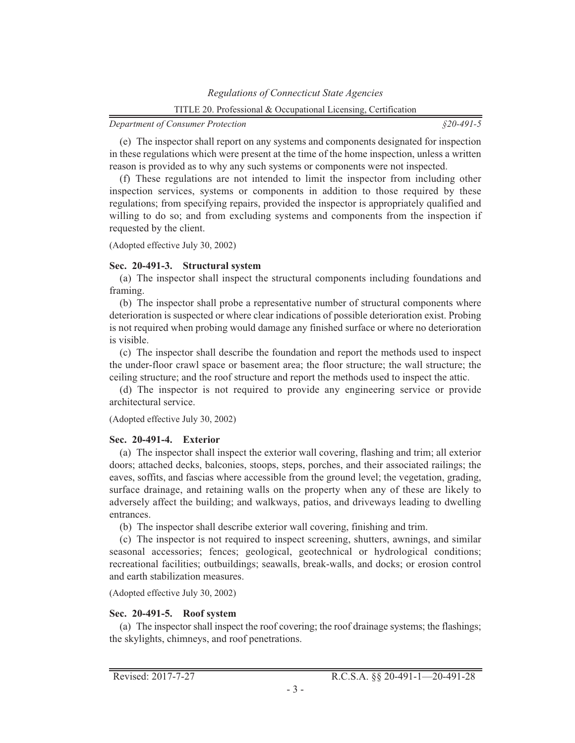(e) The inspector shall report on any systems and components designated for inspection in these regulations which were present at the time of the home inspection, unless a written reason is provided as to why any such systems or components were not inspected.

(f) These regulations are not intended to limit the inspector from including other inspection services, systems or components in addition to those required by these regulations; from specifying repairs, provided the inspector is appropriately qualified and willing to do so; and from excluding systems and components from the inspection if requested by the client.

(Adopted effective July 30, 2002)

**Sec. 20-491-3. Structural system**

(a) The inspector shall inspect the structural components including foundations and framing.

(b) The inspector shall probe a representative number of structural components where deterioration is suspected or where clear indications of possible deterioration exist. Probing is not required when probing would damage any finished surface or where no deterioration is visible.

(c) The inspector shall describe the foundation and report the methods used to inspect the under-floor crawl space or basement area; the floor structure; the wall structure; the ceiling structure; and the roof structure and report the methods used to inspect the attic.

(d) The inspector is not required to provide any engineering service or provide architectural service.

(Adopted effective July 30, 2002)

**Sec. 20-491-4. Exterior**

(a) The inspector shall inspect the exterior wall covering, flashing and trim; all exterior doors; attached decks, balconies, stoops, steps, porches, and their associated railings; the eaves, soffits, and fascias where accessible from the ground level; the vegetation, grading, surface drainage, and retaining walls on the property when any of these are likely to adversely affect the building; and walkways, patios, and driveways leading to dwelling entrances.

(b) The inspector shall describe exterior wall covering, finishing and trim.

(c) The inspector is not required to inspect screening, shutters, awnings, and similar seasonal accessories; fences; geological, geotechnical or hydrological conditions; recreational facilities; outbuildings; seawalls, break-walls, and docks; or erosion control and earth stabilization measures.

(Adopted effective July 30, 2002)

**Sec. 20-491-5. Roof system**

(a) The inspector shall inspect the roof covering; the roof drainage systems; the flashings; the skylights, chimneys, and roof penetrations.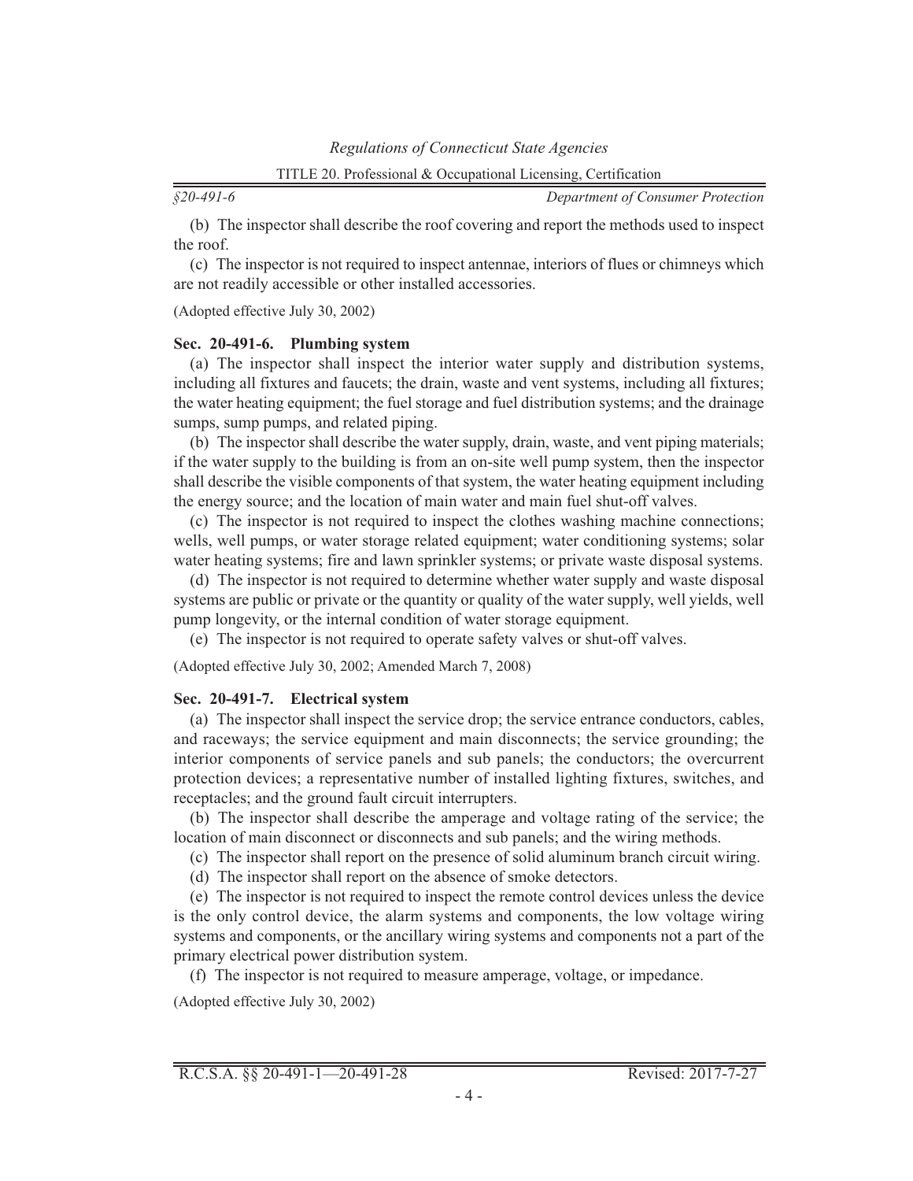(b) The inspector shall describe the roof covering and report the methods used to inspect the roof.

(c) The inspector is not required to inspect antennae, interiors of flues or chimneys which are not readily accessible or other installed accessories.

(Adopted effective July 30, 2002)

**Sec. 20-491-6. Plumbing system**

(a) The inspector shall inspect the interior water supply and distribution systems, including all fixtures and faucets; the drain, waste and vent systems, including all fixtures; the water heating equipment; the fuel storage and fuel distribution systems; and the drainage sumps, sump pumps, and related piping.

(b) The inspector shall describe the water supply, drain, waste, and vent piping materials; if the water supply to the building is from an on-site well pump system, then the inspector shall describe the visible components of that system, the water heating equipment including the energy source; and the location of main water and main fuel shut-off valves.

(c) The inspector is not required to inspect the clothes washing machine connections; wells, well pumps, or water storage related equipment; water conditioning systems; solar water heating systems; fire and lawn sprinkler systems; or private waste disposal systems.

(d) The inspector is not required to determine whether water supply and waste disposal systems are public or private or the quantity or quality of the water supply, well yields, well pump longevity, or the internal condition of water storage equipment.

(e) The inspector is not required to operate safety valves or shut-off valves.

(Adopted effective July 30, 2002; Amended March 7, 2008)

**Sec. 20-491-7. Electrical system**

(a) The inspector shall inspect the service drop; the service entrance conductors, cables, and raceways; the service equipment and main disconnects; the service grounding; the interior components of service panels and sub panels; the conductors; the overcurrent protection devices; a representative number of installed lighting fixtures, switches, and receptacles; and the ground fault circuit interrupters.

(b) The inspector shall describe the amperage and voltage rating of the service; the location of main disconnect or disconnects and sub panels; and the wiring methods.

(c) The inspector shall report on the presence of solid aluminum branch circuit wiring.

(d) The inspector shall report on the absence of smoke detectors.

(e) The inspector is not required to inspect the remote control devices unless the device is the only control device, the alarm systems and components, the low voltage wiring systems and components, or the ancillary wiring systems and components not a part of the primary electrical power distribution system.

(f) The inspector is not required to measure amperage, voltage, or impedance.

(Adopted effective July 30, 2002)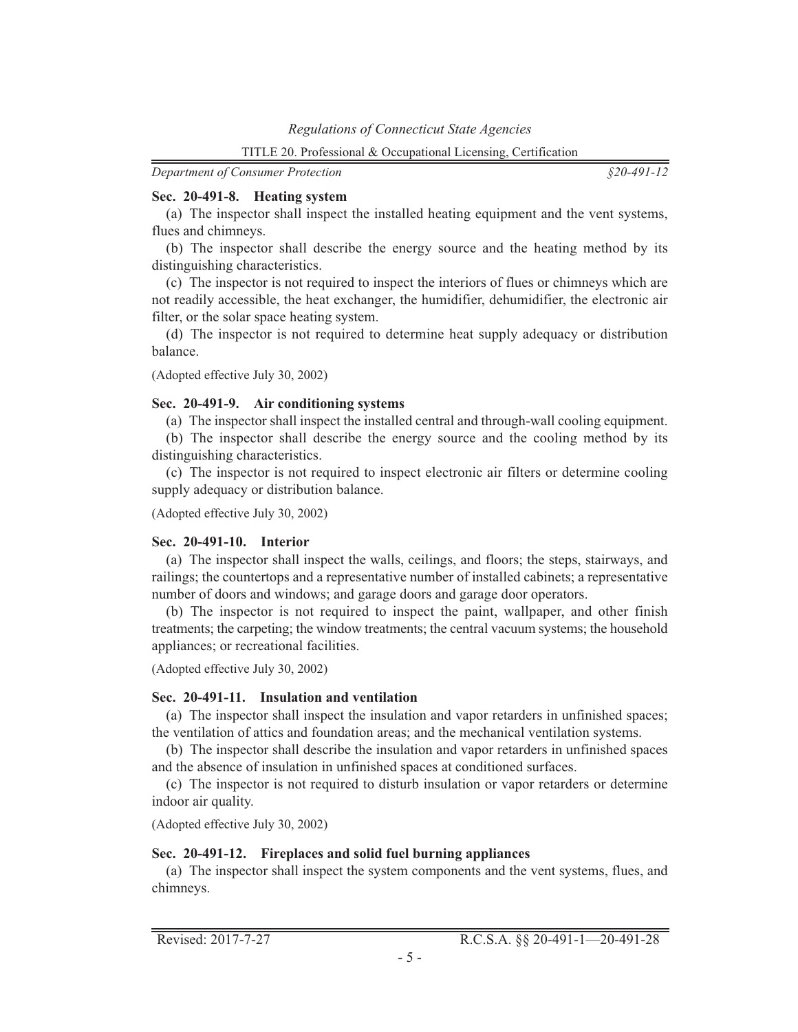**Sec. 20-491-8. Heating system**

(a) The inspector shall inspect the installed heating equipment and the vent systems, flues and chimneys.

(b) The inspector shall describe the energy source and the heating method by its distinguishing characteristics.

(c) The inspector is not required to inspect the interiors of flues or chimneys which are not readily accessible, the heat exchanger, the humidifier, dehumidifier, the electronic air filter, or the solar space heating system.

(d) The inspector is not required to determine heat supply adequacy or distribution balance.

(Adopted effective July 30, 2002)

**Sec. 20-491-9. Air conditioning systems**

(a) The inspector shall inspect the installed central and through-wall cooling equipment.

(b) The inspector shall describe the energy source and the cooling method by its distinguishing characteristics.

(c) The inspector is not required to inspect electronic air filters or determine cooling supply adequacy or distribution balance.

(Adopted effective July 30, 2002)

**Sec. 20-491-10. Interior**

(a) The inspector shall inspect the walls, ceilings, and floors; the steps, stairways, and railings; the countertops and a representative number of installed cabinets; a representative number of doors and windows; and garage doors and garage door operators.

(b) The inspector is not required to inspect the paint, wallpaper, and other finish treatments; the carpeting; the window treatments; the central vacuum systems; the household appliances; or recreational facilities.

(Adopted effective July 30, 2002)

**Sec. 20-491-11. Insulation and ventilation**

(a) The inspector shall inspect the insulation and vapor retarders in unfinished spaces; the ventilation of attics and foundation areas; and the mechanical ventilation systems.

(b) The inspector shall describe the insulation and vapor retarders in unfinished spaces and the absence of insulation in unfinished spaces at conditioned surfaces.

(c) The inspector is not required to disturb insulation or vapor retarders or determine indoor air quality.

(Adopted effective July 30, 2002)

**Sec. 20-491-12. Fireplaces and solid fuel burning appliances**

(a) The inspector shall inspect the system components and the vent systems, flues, and chimneys.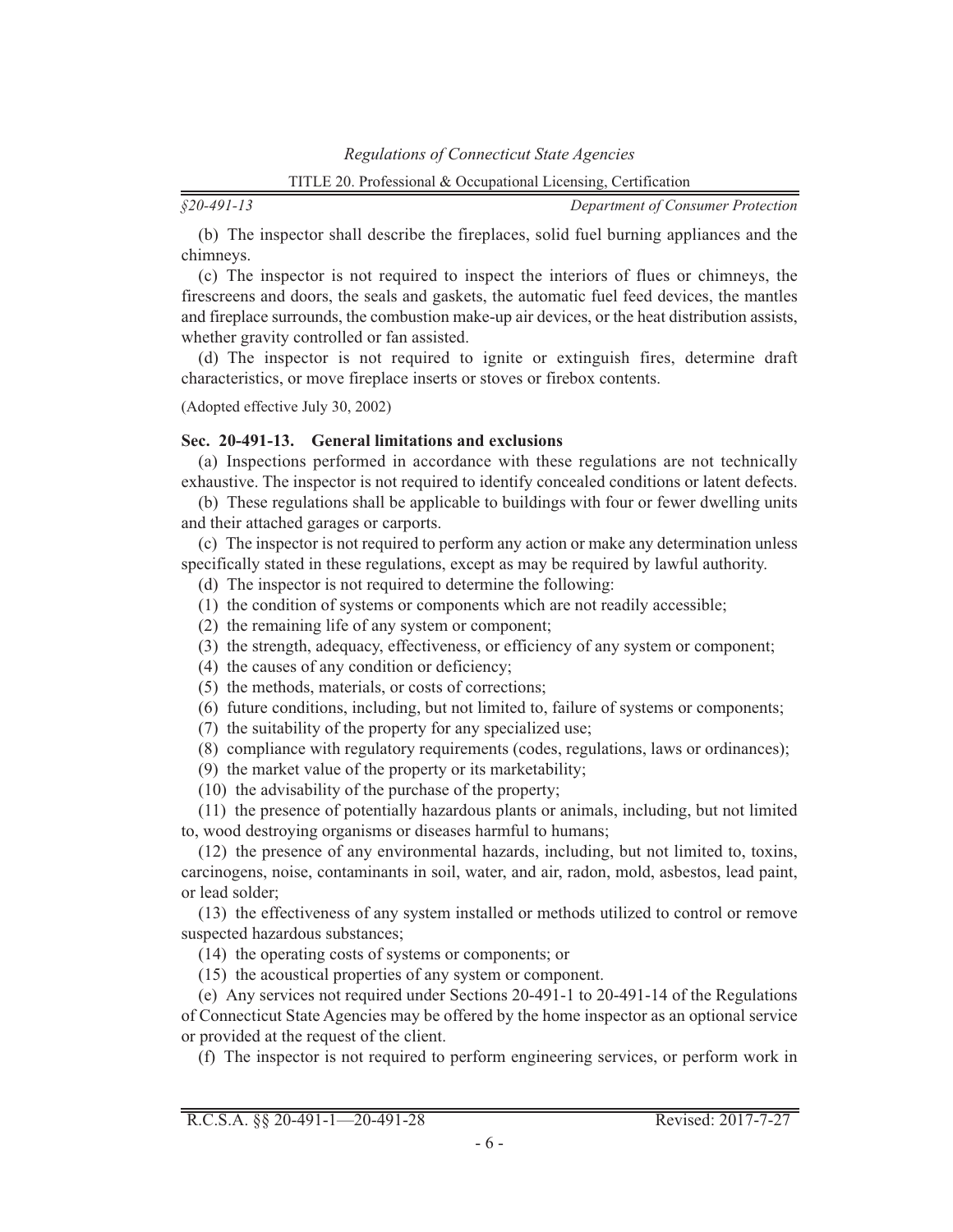(b) The inspector shall describe the fireplaces, solid fuel burning appliances and the chimneys.

(c) The inspector is not required to inspect the interiors of flues or chimneys, the firescreens and doors, the seals and gaskets, the automatic fuel feed devices, the mantles and fireplace surrounds, the combustion make-up air devices, or the heat distribution assists, whether gravity controlled or fan assisted.

(d) The inspector is not required to ignite or extinguish fires, determine draft characteristics, or move fireplace inserts or stoves or firebox contents.

(Adopted effective July 30, 2002)

**Sec. 20-491-13. General limitations and exclusions**

(a) Inspections performed in accordance with these regulations are not technically exhaustive. The inspector is not required to identify concealed conditions or latent defects.

(b) These regulations shall be applicable to buildings with four or fewer dwelling units and their attached garages or carports.

(c) The inspector is not required to perform any action or make any determination unless specifically stated in these regulations, except as may be required by lawful authority.

(d) The inspector is not required to determine the following:

(1) the condition of systems or components which are not readily accessible;

(2) the remaining life of any system or component;

(3) the strength, adequacy, effectiveness, or efficiency of any system or component;

(4) the causes of any condition or deficiency;

(5) the methods, materials, or costs of corrections;

(6) future conditions, including, but not limited to, failure of systems or components;

(7) the suitability of the property for any specialized use;

(8) compliance with regulatory requirements (codes, regulations, laws or ordinances);

(9) the market value of the property or its marketability;

(10) the advisability of the purchase of the property;

(11) the presence of potentially hazardous plants or animals, including, but not limited to, wood destroying organisms or diseases harmful to humans;

(12) the presence of any environmental hazards, including, but not limited to, toxins, carcinogens, noise, contaminants in soil, water, and air, radon, mold, asbestos, lead paint, or lead solder;

(13) the effectiveness of any system installed or methods utilized to control or remove suspected hazardous substances;

(14) the operating costs of systems or components; or

(15) the acoustical properties of any system or component.

(e) Any services not required under Sections 20-491-1 to 20-491-14 of the Regulations of Connecticut State Agencies may be offered by the home inspector as an optional service or provided at the request of the client.

(f) The inspector is not required to perform engineering services, or perform work in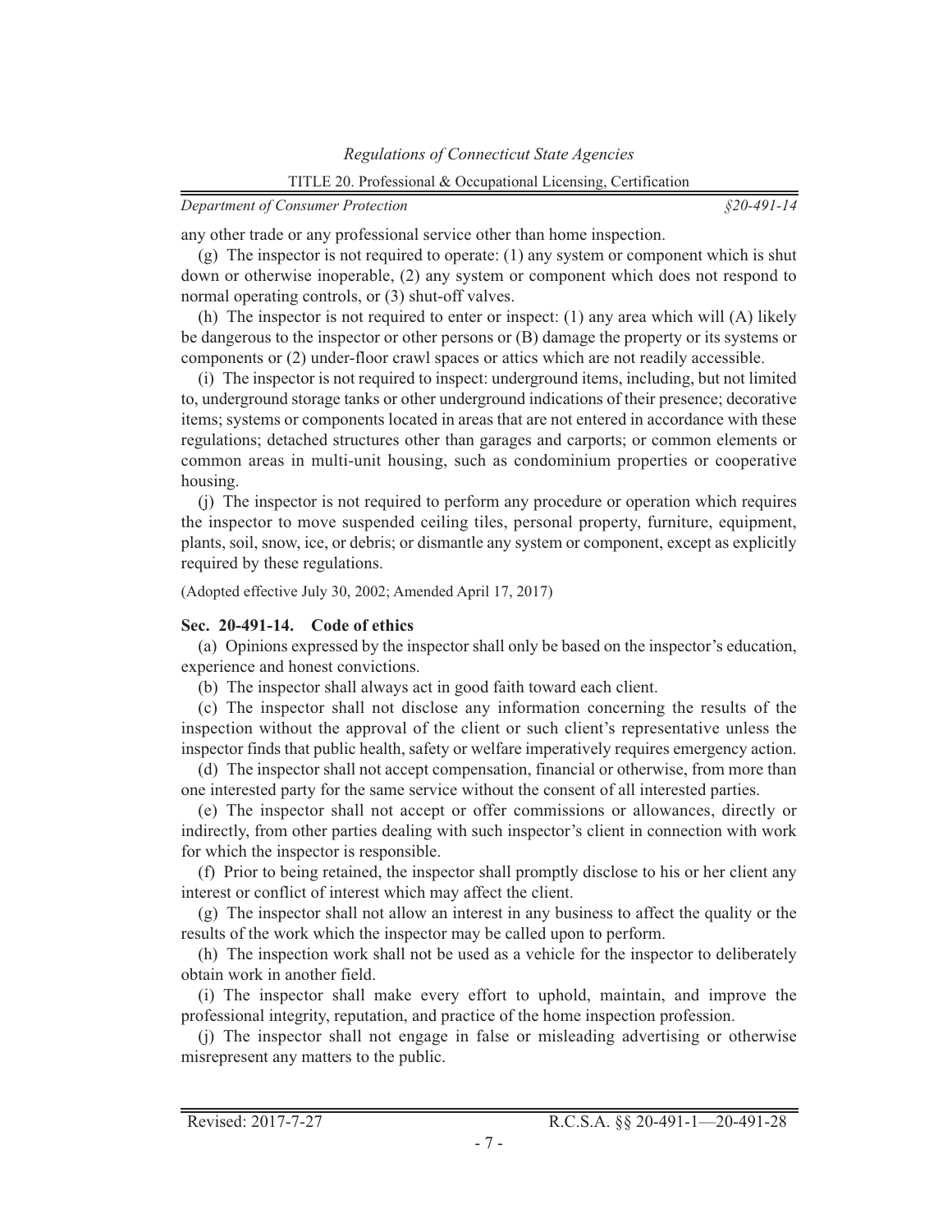any other trade or any professional service other than home inspection.

(g) The inspector is not required to operate: (1) any system or component which is shut down or otherwise inoperable, (2) any system or component which does not respond to normal operating controls, or (3) shut-off valves.

(h) The inspector is not required to enter or inspect: (1) any area which will (A) likely be dangerous to the inspector or other persons or (B) damage the property or its systems or components or (2) under-floor crawl spaces or attics which are not readily accessible.

(i) The inspector is not required to inspect: underground items, including, but not limited to, underground storage tanks or other underground indications of their presence; decorative items; systems or components located in areas that are not entered in accordance with these regulations; detached structures other than garages and carports; or common elements or common areas in multi-unit housing, such as condominium properties or cooperative housing.

(j) The inspector is not required to perform any procedure or operation which requires the inspector to move suspended ceiling tiles, personal property, furniture, equipment, plants, soil, snow, ice, or debris; or dismantle any system or component, except as explicitly required by these regulations.

(Adopted effective July 30, 2002; Amended April 17, 2017)

**Sec. 20-491-14. Code of ethics**

(a) Opinions expressed by the inspector shall only be based on the inspector's education, experience and honest convictions.

(b) The inspector shall always act in good faith toward each client.

(c) The inspector shall not disclose any information concerning the results of the inspection without the approval of the client or such client's representative unless the inspector finds that public health, safety or welfare imperatively requires emergency action.

(d) The inspector shall not accept compensation, financial or otherwise, from more than one interested party for the same service without the consent of all interested parties.

(e) The inspector shall not accept or offer commissions or allowances, directly or indirectly, from other parties dealing with such inspector's client in connection with work for which the inspector is responsible.

(f) Prior to being retained, the inspector shall promptly disclose to his or her client any interest or conflict of interest which may affect the client.

(g) The inspector shall not allow an interest in any business to affect the quality or the results of the work which the inspector may be called upon to perform.

(h) The inspection work shall not be used as a vehicle for the inspector to deliberately obtain work in another field.

(i) The inspector shall make every effort to uphold, maintain, and improve the professional integrity, reputation, and practice of the home inspection profession.

(j) The inspector shall not engage in false or misleading advertising or otherwise misrepresent any matters to the public.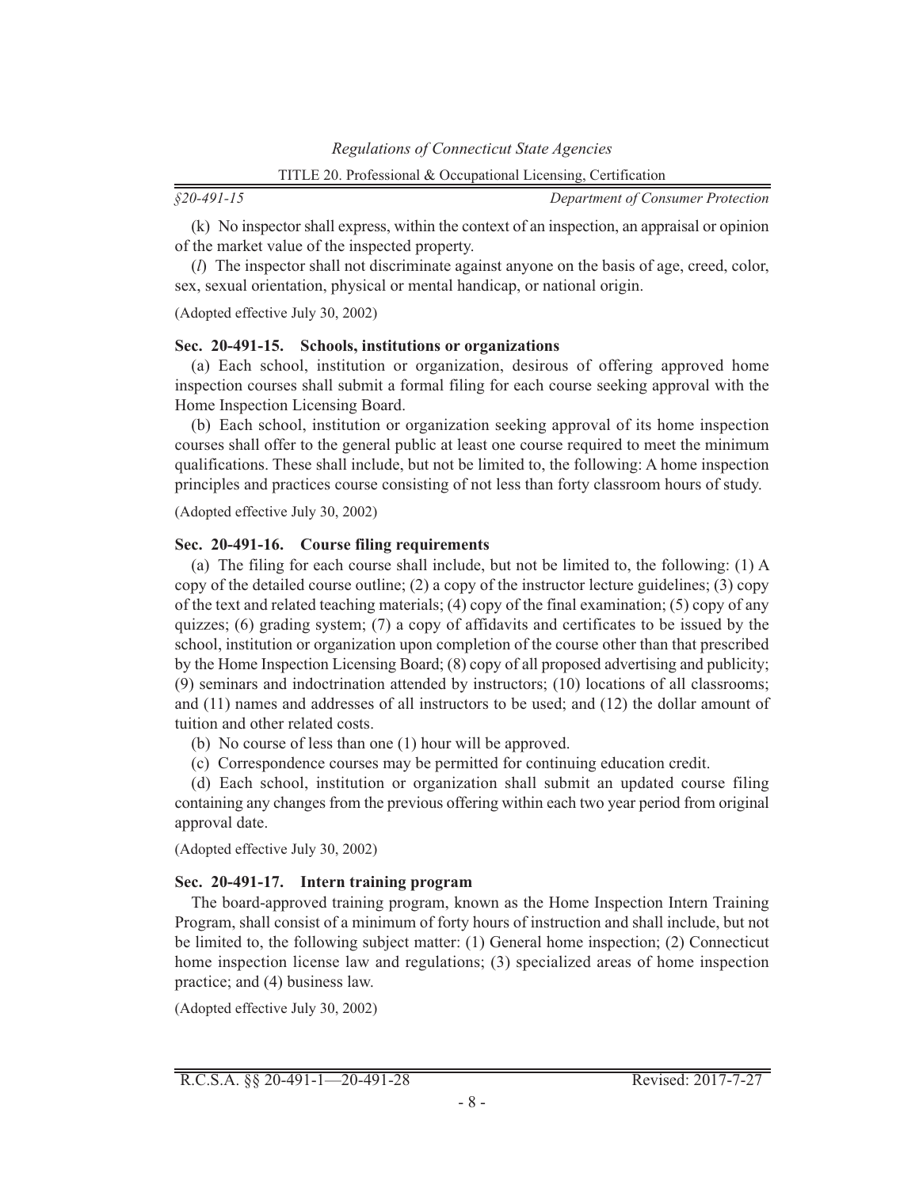(k) No inspector shall express, within the context of an inspection, an appraisal or opinion of the market value of the inspected property.

(*l*) The inspector shall not discriminate against anyone on the basis of age, creed, color, sex, sexual orientation, physical or mental handicap, or national origin.

(Adopted effective July 30, 2002)

**Sec. 20-491-15. Schools, institutions or organizations**

(a) Each school, institution or organization, desirous of offering approved home inspection courses shall submit a formal filing for each course seeking approval with the Home Inspection Licensing Board.

(b) Each school, institution or organization seeking approval of its home inspection courses shall offer to the general public at least one course required to meet the minimum qualifications. These shall include, but not be limited to, the following: A home inspection principles and practices course consisting of not less than forty classroom hours of study.

(Adopted effective July 30, 2002)

**Sec. 20-491-16. Course filing requirements**

(a) The filing for each course shall include, but not be limited to, the following: (1) A copy of the detailed course outline; (2) a copy of the instructor lecture guidelines; (3) copy of the text and related teaching materials; (4) copy of the final examination; (5) copy of any quizzes; (6) grading system; (7) a copy of affidavits and certificates to be issued by the school, institution or organization upon completion of the course other than that prescribed by the Home Inspection Licensing Board; (8) copy of all proposed advertising and publicity; (9) seminars and indoctrination attended by instructors; (10) locations of all classrooms; and (11) names and addresses of all instructors to be used; and (12) the dollar amount of tuition and other related costs.

(b) No course of less than one (1) hour will be approved.

(c) Correspondence courses may be permitted for continuing education credit.

(d) Each school, institution or organization shall submit an updated course filing containing any changes from the previous offering within each two year period from original approval date.

(Adopted effective July 30, 2002)

**Sec. 20-491-17. Intern training program**

The board-approved training program, known as the Home Inspection Intern Training Program, shall consist of a minimum of forty hours of instruction and shall include, but not be limited to, the following subject matter: (1) General home inspection; (2) Connecticut home inspection license law and regulations; (3) specialized areas of home inspection practice; and (4) business law.

(Adopted effective July 30, 2002)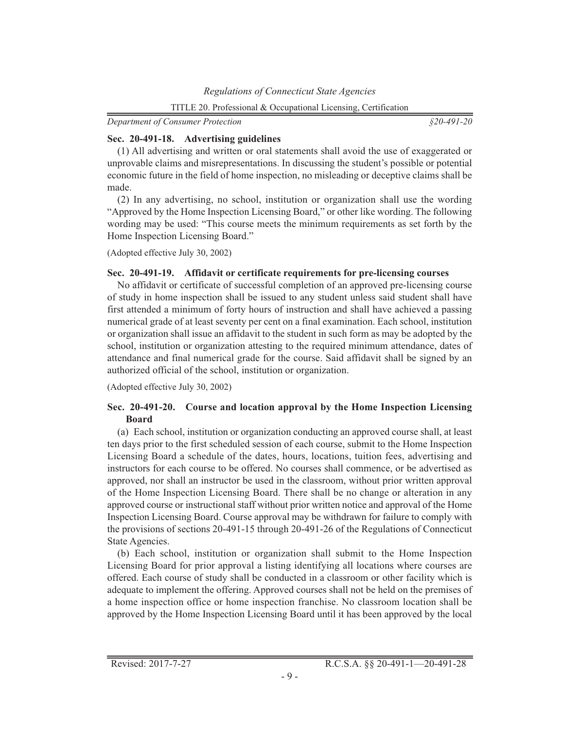### Sec. 20-491-18. Advertising guidelines

(1) All advertising and written or oral statements shall avoid the use of exaggerated or unprovable claims and misrepresentations. In discussing the student's possible or potential economic future in the field of home inspection, no misleading or deceptive claims shall be made.

(2) In any advertising, no school, institution or organization shall use the wording "Approved by the Home Inspection Licensing Board," or other like wording. The following wording may be used: "This course meets the minimum requirements as set forth by the Home Inspection Licensing Board."

(Adopted effective July 30, 2002)

### Sec. 20-491-19. Affidavit or certificate requirements for pre-licensing courses

No affidavit or certificate of successful completion of an approved pre-licensing course of study in home inspection shall be issued to any student unless said student shall have first attended a minimum of forty hours of instruction and shall have achieved a passing numerical grade of at least seventy per cent on a final examination. Each school, institution or organization shall issue an affidavit to the student in such form as may be adopted by the school, institution or organization attesting to the required minimum attendance, dates of attendance and final numerical grade for the course. Said affidavit shall be signed by an authorized official of the school, institution or organization.

(Adopted effective July 30, 2002)

### Sec. 20-491-20. Course and location approval by the Home Inspection Licensing Board

(a) Each school, institution or organization conducting an approved course shall, at least ten days prior to the first scheduled session of each course, submit to the Home Inspection Licensing Board a schedule of the dates, hours, locations, tuition fees, advertising and instructors for each course to be offered. No courses shall commence, or be advertised as approved, nor shall an instructor be used in the classroom, without prior written approval of the Home Inspection Licensing Board. There shall be no change or alteration in any approved course or instructional staff without prior written notice and approval of the Home Inspection Licensing Board. Course approval may be withdrawn for failure to comply with the provisions of sections 20-491-15 through 20-491-26 of the Regulations of Connecticut State Agencies.

(b) Each school, institution or organization shall submit to the Home Inspection Licensing Board for prior approval a listing identifying all locations where courses are offered. Each course of study shall be conducted in a classroom or other facility which is adequate to implement the offering. Approved courses shall not be held on the premises of a home inspection office or home inspection franchise. No classroom location shall be approved by the Home Inspection Licensing Board until it has been approved by the local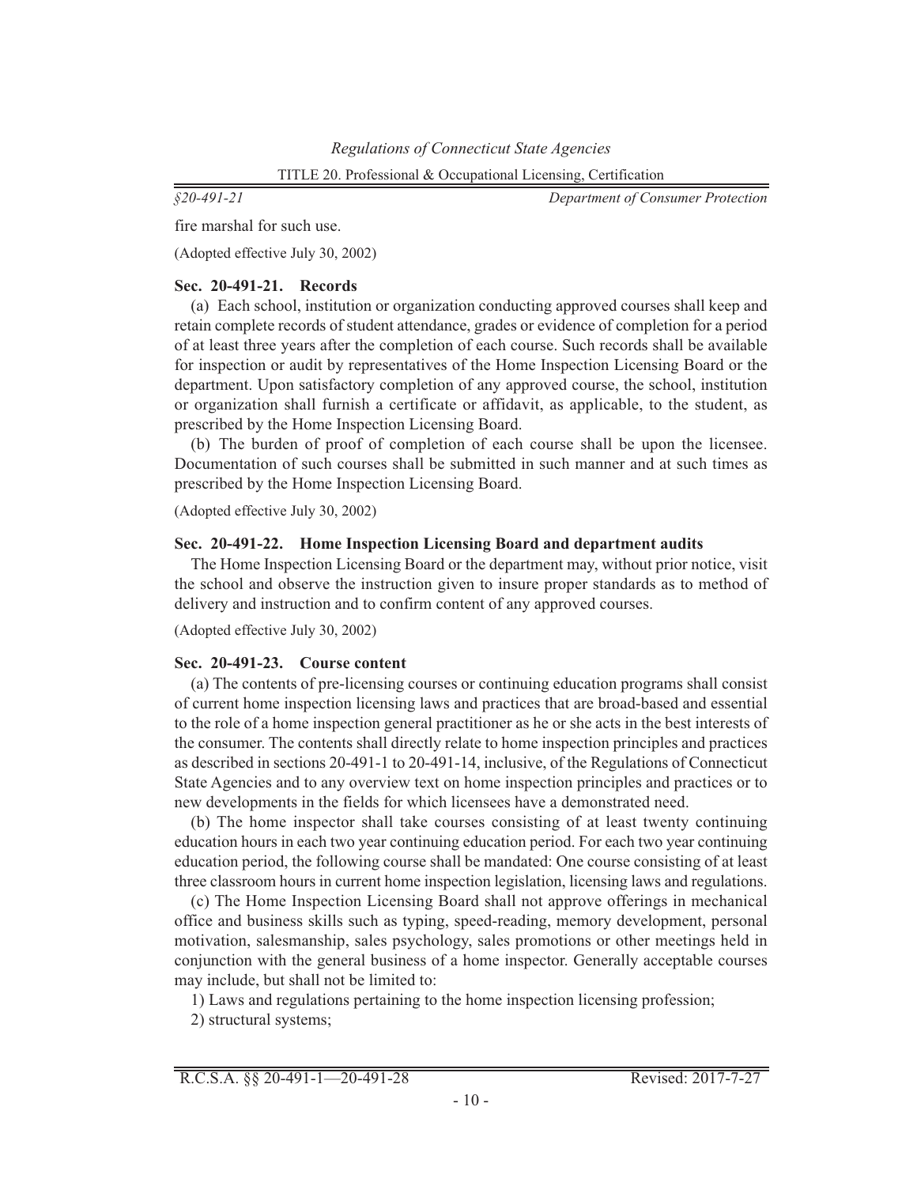fire marshal for such use.

(Adopted effective July 30, 2002)

**Sec. 20-491-21. Records**

(a) Each school, institution or organization conducting approved courses shall keep and retain complete records of student attendance, grades or evidence of completion for a period of at least three years after the completion of each course. Such records shall be available for inspection or audit by representatives of the Home Inspection Licensing Board or the department. Upon satisfactory completion of any approved course, the school, institution or organization shall furnish a certificate or affidavit, as applicable, to the student, as prescribed by the Home Inspection Licensing Board.

(b) The burden of proof of completion of each course shall be upon the licensee. Documentation of such courses shall be submitted in such manner and at such times as prescribed by the Home Inspection Licensing Board.

(Adopted effective July 30, 2002)

**Sec. 20-491-22. Home Inspection Licensing Board and department audits**

The Home Inspection Licensing Board or the department may, without prior notice, visit the school and observe the instruction given to insure proper standards as to method of delivery and instruction and to confirm content of any approved courses.

(Adopted effective July 30, 2002)

**Sec. 20-491-23. Course content**

(a) The contents of pre-licensing courses or continuing education programs shall consist of current home inspection licensing laws and practices that are broad-based and essential to the role of a home inspection general practitioner as he or she acts in the best interests of the consumer. The contents shall directly relate to home inspection principles and practices as described in sections 20-491-1 to 20-491-14, inclusive, of the Regulations of Connecticut State Agencies and to any overview text on home inspection principles and practices or to new developments in the fields for which licensees have a demonstrated need.

(b) The home inspector shall take courses consisting of at least twenty continuing education hours in each two year continuing education period. For each two year continuing education period, the following course shall be mandated: One course consisting of at least three classroom hours in current home inspection legislation, licensing laws and regulations.

(c) The Home Inspection Licensing Board shall not approve offerings in mechanical office and business skills such as typing, speed-reading, memory development, personal motivation, salesmanship, sales psychology, sales promotions or other meetings held in conjunction with the general business of a home inspector. Generally acceptable courses may include, but shall not be limited to:

1) Laws and regulations pertaining to the home inspection licensing profession;

2) structural systems;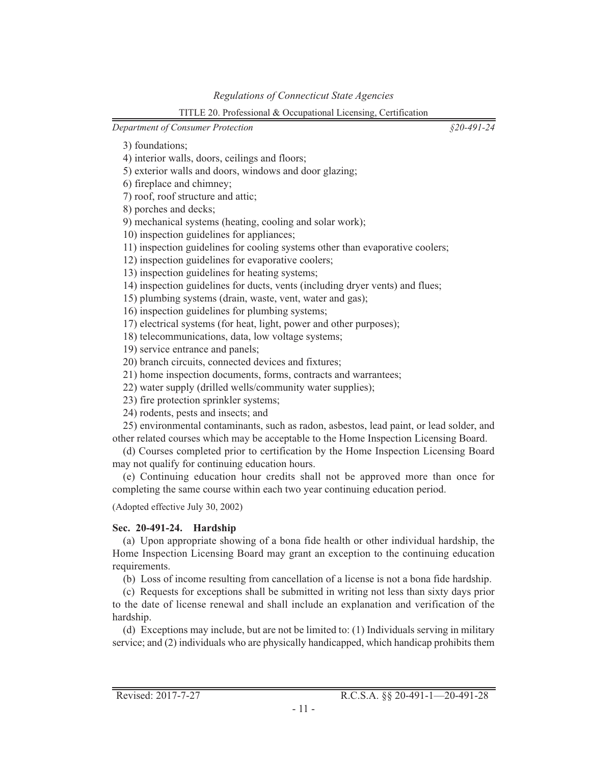3) foundations;

4) interior walls, doors, ceilings and floors;

5) exterior walls and doors, windows and door glazing;

6) fireplace and chimney;

7) roof, roof structure and attic;

8) porches and decks;

9) mechanical systems (heating, cooling and solar work);

10) inspection guidelines for appliances;

11) inspection guidelines for cooling systems other than evaporative coolers;

12) inspection guidelines for evaporative coolers;

13) inspection guidelines for heating systems;

14) inspection guidelines for ducts, vents (including dryer vents) and flues;

15) plumbing systems (drain, waste, vent, water and gas);

16) inspection guidelines for plumbing systems;

17) electrical systems (for heat, light, power and other purposes);

18) telecommunications, data, low voltage systems;

19) service entrance and panels;

20) branch circuits, connected devices and fixtures;

21) home inspection documents, forms, contracts and warrantees;

22) water supply (drilled wells/community water supplies);

23) fire protection sprinkler systems;

24) rodents, pests and insects; and

25) environmental contaminants, such as radon, asbestos, lead paint, or lead solder, and other related courses which may be acceptable to the Home Inspection Licensing Board.

(d) Courses completed prior to certification by the Home Inspection Licensing Board may not qualify for continuing education hours.

(e) Continuing education hour credits shall not be approved more than once for completing the same course within each two year continuing education period.

(Adopted effective July 30, 2002)

**Sec. 20-491-24. Hardship**

(a) Upon appropriate showing of a bona fide health or other individual hardship, the Home Inspection Licensing Board may grant an exception to the continuing education requirements.

(b) Loss of income resulting from cancellation of a license is not a bona fide hardship.

(c) Requests for exceptions shall be submitted in writing not less than sixty days prior to the date of license renewal and shall include an explanation and verification of the hardship.

(d) Exceptions may include, but are not be limited to: (1) Individuals serving in military service; and (2) individuals who are physically handicapped, which handicap prohibits them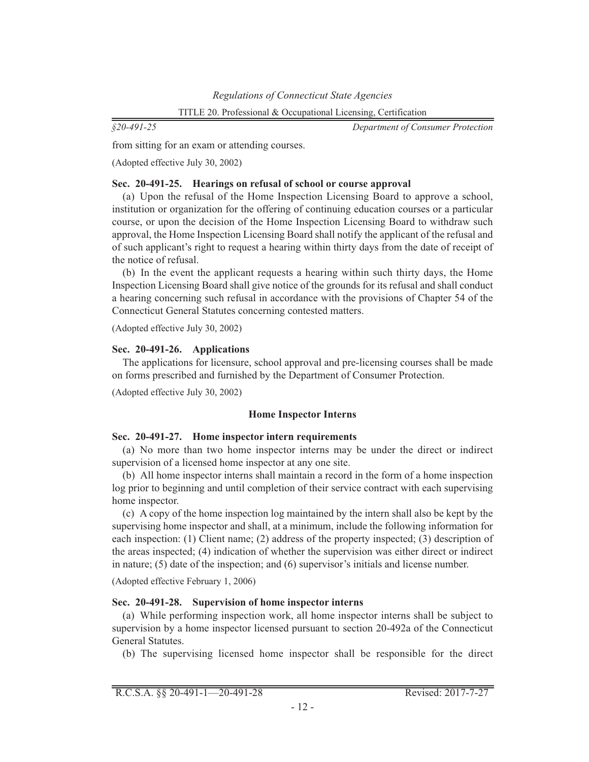from sitting for an exam or attending courses.

(Adopted effective July 30, 2002)

**Sec. 20-491-25. Hearings on refusal of school or course approval**

(a) Upon the refusal of the Home Inspection Licensing Board to approve a school, institution or organization for the offering of continuing education courses or a particular course, or upon the decision of the Home Inspection Licensing Board to withdraw such approval, the Home Inspection Licensing Board shall notify the applicant of the refusal and of such applicant's right to request a hearing within thirty days from the date of receipt of the notice of refusal.

(b) In the event the applicant requests a hearing within such thirty days, the Home Inspection Licensing Board shall give notice of the grounds for its refusal and shall conduct a hearing concerning such refusal in accordance with the provisions of Chapter 54 of the Connecticut General Statutes concerning contested matters.

(Adopted effective July 30, 2002)

**Sec. 20-491-26. Applications**

The applications for licensure, school approval and pre-licensing courses shall be made on forms prescribed and furnished by the Department of Consumer Protection.

(Adopted effective July 30, 2002)

**Home Inspector Interns**

**Sec. 20-491-27. Home inspector intern requirements**

(a) No more than two home inspector interns may be under the direct or indirect supervision of a licensed home inspector at any one site.

(b) All home inspector interns shall maintain a record in the form of a home inspection log prior to beginning and until completion of their service contract with each supervising home inspector.

(c) A copy of the home inspection log maintained by the intern shall also be kept by the supervising home inspector and shall, at a minimum, include the following information for each inspection: (1) Client name; (2) address of the property inspected; (3) description of the areas inspected; (4) indication of whether the supervision was either direct or indirect in nature; (5) date of the inspection; and (6) supervisor's initials and license number.

(Adopted effective February 1, 2006)

**Sec. 20-491-28. Supervision of home inspector interns**

(a) While performing inspection work, all home inspector interns shall be subject to supervision by a home inspector licensed pursuant to section 20-492a of the Connecticut General Statutes.

(b) The supervising licensed home inspector shall be responsible for the direct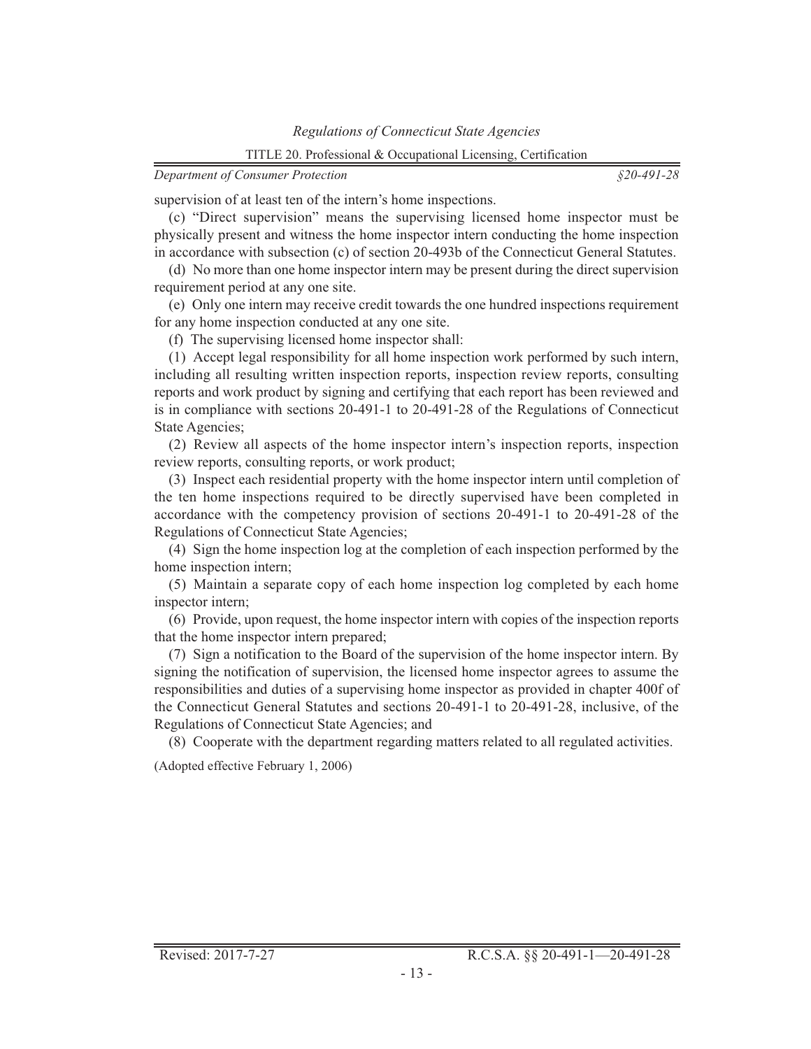supervision of at least ten of the intern's home inspections.

(c) "Direct supervision" means the supervising licensed home inspector must be physically present and witness the home inspector intern conducting the home inspection in accordance with subsection (c) of section 20-493b of the Connecticut General Statutes.

(d) No more than one home inspector intern may be present during the direct supervision requirement period at any one site.

(e) Only one intern may receive credit towards the one hundred inspections requirement for any home inspection conducted at any one site.

(f) The supervising licensed home inspector shall:

(1) Accept legal responsibility for all home inspection work performed by such intern, including all resulting written inspection reports, inspection review reports, consulting reports and work product by signing and certifying that each report has been reviewed and is in compliance with sections 20-491-1 to 20-491-28 of the Regulations of Connecticut State Agencies;

(2) Review all aspects of the home inspector intern's inspection reports, inspection review reports, consulting reports, or work product;

(3) Inspect each residential property with the home inspector intern until completion of the ten home inspections required to be directly supervised have been completed in accordance with the competency provision of sections 20-491-1 to 20-491-28 of the Regulations of Connecticut State Agencies;

(4) Sign the home inspection log at the completion of each inspection performed by the home inspection intern;

(5) Maintain a separate copy of each home inspection log completed by each home inspector intern;

(6) Provide, upon request, the home inspector intern with copies of the inspection reports that the home inspector intern prepared;

(7) Sign a notification to the Board of the supervision of the home inspector intern. By signing the notification of supervision, the licensed home inspector agrees to assume the responsibilities and duties of a supervising home inspector as provided in chapter 400f of the Connecticut General Statutes and sections 20-491-1 to 20-491-28, inclusive, of the Regulations of Connecticut State Agencies; and

(8) Cooperate with the department regarding matters related to all regulated activities.

(Adopted effective February 1, 2006)